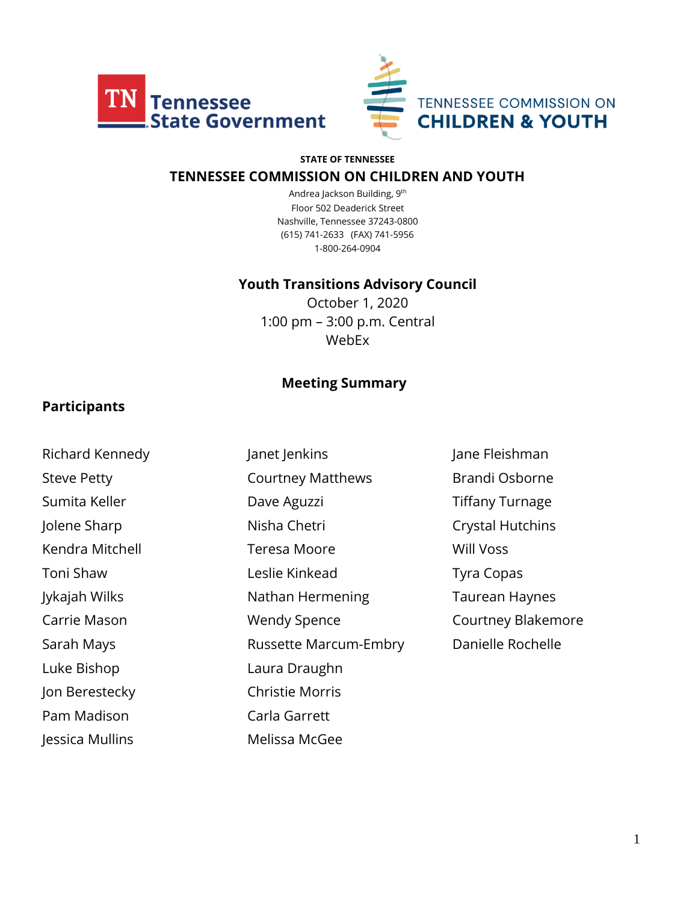TN Tennessee State Government

TENNESSEE COMMISSION ON CHILDREN & YOUTH

**STATE OF TENNESSEE**

**TENNESSEE COMMISSION ON CHILDREN AND YOUTH**

Andrea Jackson Building, 9th Floor 502 Deaderick Street
Nashville, Tennessee 37243-0800
(615) 741-2633 (FAX) 741-5956
1-800-264-0904

**Youth Transitions Advisory Council**
October 1, 2020
1:00 pm – 3:00 p.m. Central
WebEx

## Meeting Summary

### Participants

Richard Kennedy
Steve Petty
Sumita Keller
Jolene Sharp
Kendra Mitchell
Toni Shaw
Jykajah Wilks
Carrie Mason
Sarah Mays
Luke Bishop
Jon Berestecky
Pam Madison
Jessica Mullins
Janet Jenkins
Courtney Matthews
Dave Aguzzi
Nisha Chetri
Teresa Moore
Leslie Kinkead
Nathan Hermening
Wendy Spence
Russette Marcum-Embry
Laura Draughn
Christie Morris
Carla Garrett
Melissa McGee
Jane Fleishman
Brandi Osborne
Tiffany Turnage
Crystal Hutchins
Will Voss
Tyra Copas
Taurean Haynes
Courtney Blakemore
Danielle Rochelle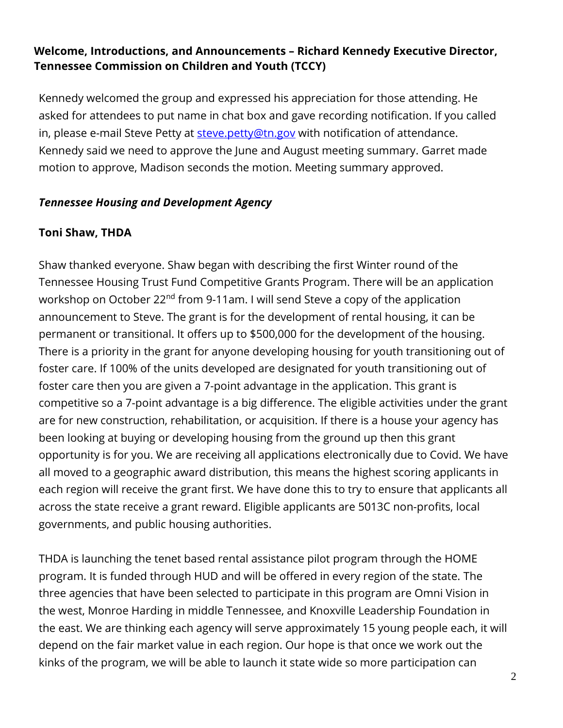**Welcome, Introductions, and Announcements – Richard Kennedy Executive Director, Tennessee Commission on Children and Youth (TCCY)**

Kennedy welcomed the group and expressed his appreciation for those attending. He asked for attendees to put name in chat box and gave recording notification. If you called in, please e-mail Steve Petty at steve.petty@tn.gov with notification of attendance. Kennedy said we need to approve the June and August meeting summary. Garret made motion to approve, Madison seconds the motion. Meeting summary approved.

***Tennessee Housing and Development Agency***

**Toni Shaw, THDA**

Shaw thanked everyone. Shaw began with describing the first Winter round of the Tennessee Housing Trust Fund Competitive Grants Program. There will be an application workshop on October 22nd from 9-11am. I will send Steve a copy of the application announcement to Steve. The grant is for the development of rental housing, it can be permanent or transitional. It offers up to $500,000 for the development of the housing. There is a priority in the grant for anyone developing housing for youth transitioning out of foster care. If 100% of the units developed are designated for youth transitioning out of foster care then you are given a 7-point advantage in the application. This grant is competitive so a 7-point advantage is a big difference. The eligible activities under the grant are for new construction, rehabilitation, or acquisition. If there is a house your agency has been looking at buying or developing housing from the ground up then this grant opportunity is for you. We are receiving all applications electronically due to Covid. We have all moved to a geographic award distribution, this means the highest scoring applicants in each region will receive the grant first. We have done this to try to ensure that applicants all across the state receive a grant reward. Eligible applicants are 5013C non-profits, local governments, and public housing authorities.

THDA is launching the tenet based rental assistance pilot program through the HOME program. It is funded through HUD and will be offered in every region of the state. The three agencies that have been selected to participate in this program are Omni Vision in the west, Monroe Harding in middle Tennessee, and Knoxville Leadership Foundation in the east. We are thinking each agency will serve approximately 15 young people each, it will depend on the fair market value in each region. Our hope is that once we work out the kinks of the program, we will be able to launch it state wide so more participation can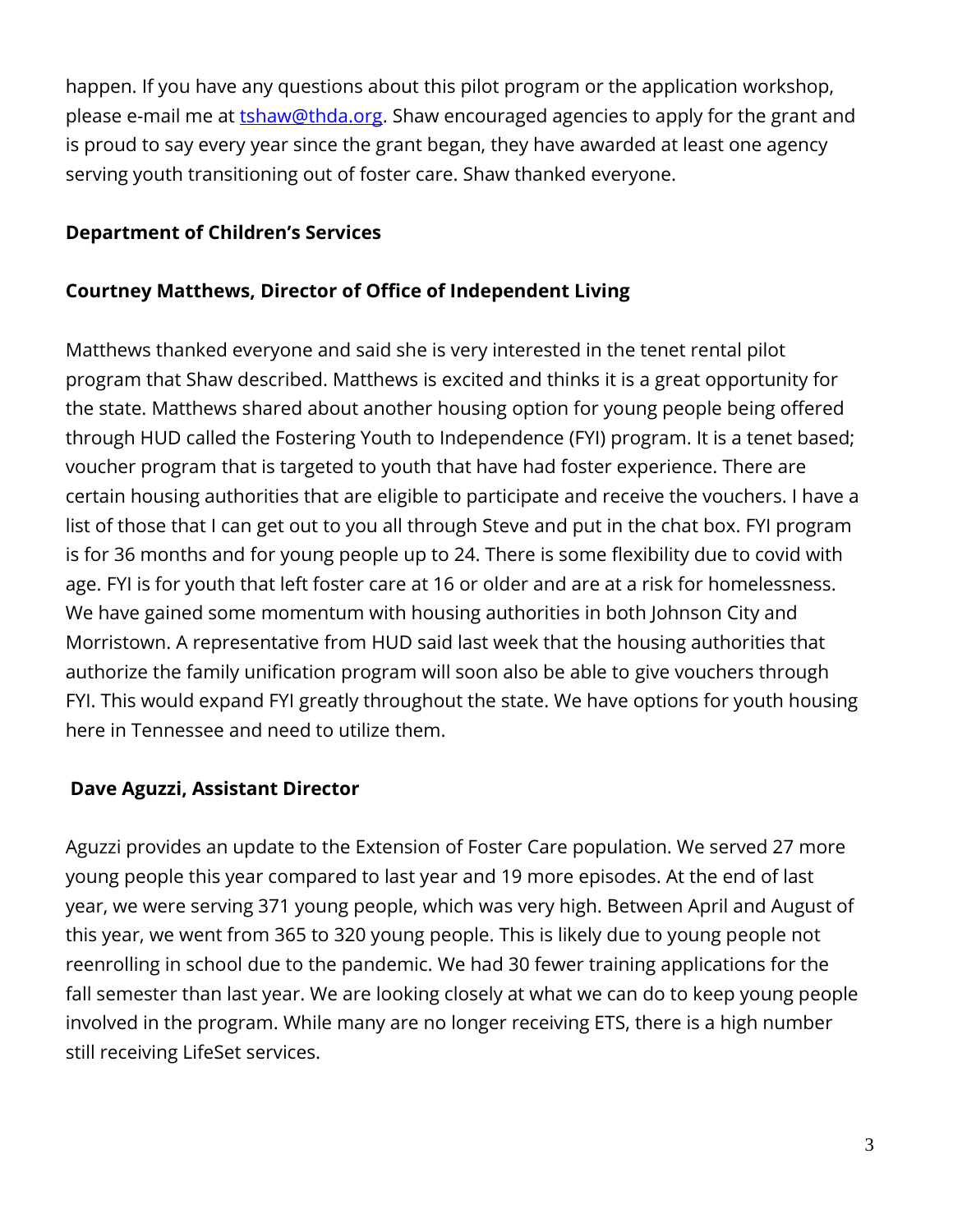happen. If you have any questions about this pilot program or the application workshop, please e-mail me at [tshaw@thda.org](mailto:tshaw@thda.org). Shaw encouraged agencies to apply for the grant and is proud to say every year since the grant began, they have awarded at least one agency serving youth transitioning out of foster care. Shaw thanked everyone.

**Department of Children's Services**

**Courtney Matthews, Director of Office of Independent Living**

Matthews thanked everyone and said she is very interested in the tenet rental pilot program that Shaw described. Matthews is excited and thinks it is a great opportunity for the state. Matthews shared about another housing option for young people being offered through HUD called the Fostering Youth to Independence (FYI) program. It is a tenet based; voucher program that is targeted to youth that have had foster experience. There are certain housing authorities that are eligible to participate and receive the vouchers. I have a list of those that I can get out to you all through Steve and put in the chat box. FYI program is for 36 months and for young people up to 24. There is some flexibility due to covid with age. FYI is for youth that left foster care at 16 or older and are at a risk for homelessness. We have gained some momentum with housing authorities in both Johnson City and Morristown. A representative from HUD said last week that the housing authorities that authorize the family unification program will soon also be able to give vouchers through FYI. This would expand FYI greatly throughout the state. We have options for youth housing here in Tennessee and need to utilize them.

**Dave Aguzzi, Assistant Director**

Aguzzi provides an update to the Extension of Foster Care population. We served 27 more young people this year compared to last year and 19 more episodes. At the end of last year, we were serving 371 young people, which was very high. Between April and August of this year, we went from 365 to 320 young people. This is likely due to young people not reenrolling in school due to the pandemic. We had 30 fewer training applications for the fall semester than last year. We are looking closely at what we can do to keep young people involved in the program. While many are no longer receiving ETS, there is a high number still receiving LifeSet services.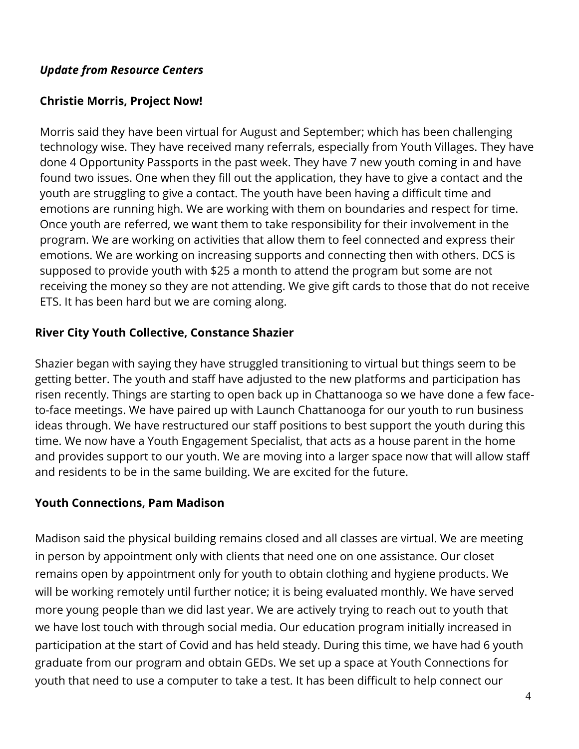***Update from Resource Centers***

**Christie Morris, Project Now!**

Morris said they have been virtual for August and September; which has been challenging technology wise. They have received many referrals, especially from Youth Villages. They have done 4 Opportunity Passports in the past week. They have 7 new youth coming in and have found two issues. One when they fill out the application, they have to give a contact and the youth are struggling to give a contact. The youth have been having a difficult time and emotions are running high. We are working with them on boundaries and respect for time. Once youth are referred, we want them to take responsibility for their involvement in the program. We are working on activities that allow them to feel connected and express their emotions. We are working on increasing supports and connecting then with others. DCS is supposed to provide youth with $25 a month to attend the program but some are not receiving the money so they are not attending. We give gift cards to those that do not receive ETS. It has been hard but we are coming along.

**River City Youth Collective, Constance Shazier**

Shazier began with saying they have struggled transitioning to virtual but things seem to be getting better. The youth and staff have adjusted to the new platforms and participation has risen recently. Things are starting to open back up in Chattanooga so we have done a few face-to-face meetings. We have paired up with Launch Chattanooga for our youth to run business ideas through. We have restructured our staff positions to best support the youth during this time. We now have a Youth Engagement Specialist, that acts as a house parent in the home and provides support to our youth. We are moving into a larger space now that will allow staff and residents to be in the same building. We are excited for the future.

**Youth Connections, Pam Madison**

Madison said the physical building remains closed and all classes are virtual. We are meeting in person by appointment only with clients that need one on one assistance. Our closet remains open by appointment only for youth to obtain clothing and hygiene products. We will be working remotely until further notice; it is being evaluated monthly. We have served more young people than we did last year. We are actively trying to reach out to youth that we have lost touch with through social media. Our education program initially increased in participation at the start of Covid and has held steady. During this time, we have had 6 youth graduate from our program and obtain GEDs. We set up a space at Youth Connections for youth that need to use a computer to take a test. It has been difficult to help connect our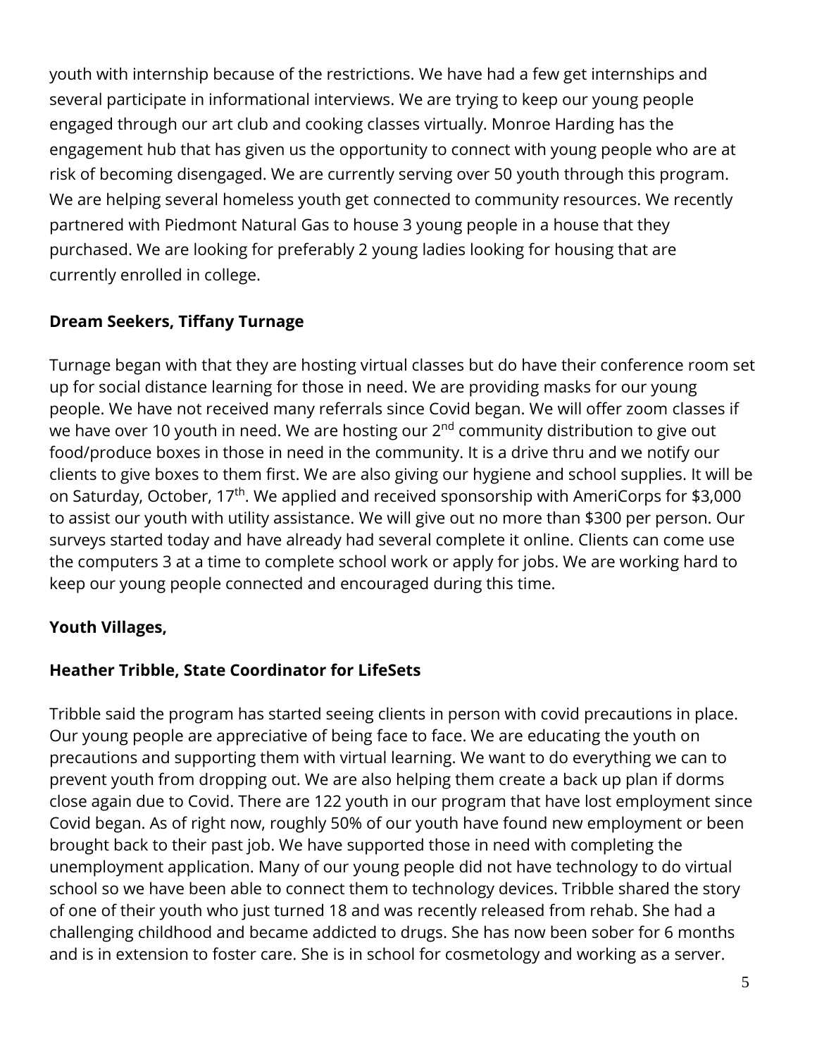youth with internship because of the restrictions. We have had a few get internships and several participate in informational interviews. We are trying to keep our young people engaged through our art club and cooking classes virtually. Monroe Harding has the engagement hub that has given us the opportunity to connect with young people who are at risk of becoming disengaged. We are currently serving over 50 youth through this program. We are helping several homeless youth get connected to community resources. We recently partnered with Piedmont Natural Gas to house 3 young people in a house that they purchased. We are looking for preferably 2 young ladies looking for housing that are currently enrolled in college.

**Dream Seekers, Tiffany Turnage**

Turnage began with that they are hosting virtual classes but do have their conference room set up for social distance learning for those in need. We are providing masks for our young people. We have not received many referrals since Covid began. We will offer zoom classes if we have over 10 youth in need. We are hosting our 2nd community distribution to give out food/produce boxes in those in need in the community. It is a drive thru and we notify our clients to give boxes to them first. We are also giving our hygiene and school supplies. It will be on Saturday, October, 17th. We applied and received sponsorship with AmeriCorps for $3,000 to assist our youth with utility assistance. We will give out no more than $300 per person. Our surveys started today and have already had several complete it online. Clients can come use the computers 3 at a time to complete school work or apply for jobs. We are working hard to keep our young people connected and encouraged during this time.

**Youth Villages,**

**Heather Tribble, State Coordinator for LifeSets**

Tribble said the program has started seeing clients in person with covid precautions in place. Our young people are appreciative of being face to face. We are educating the youth on precautions and supporting them with virtual learning. We want to do everything we can to prevent youth from dropping out. We are also helping them create a back up plan if dorms close again due to Covid. There are 122 youth in our program that have lost employment since Covid began. As of right now, roughly 50% of our youth have found new employment or been brought back to their past job. We have supported those in need with completing the unemployment application. Many of our young people did not have technology to do virtual school so we have been able to connect them to technology devices. Tribble shared the story of one of their youth who just turned 18 and was recently released from rehab. She had a challenging childhood and became addicted to drugs. She has now been sober for 6 months and is in extension to foster care. She is in school for cosmetology and working as a server.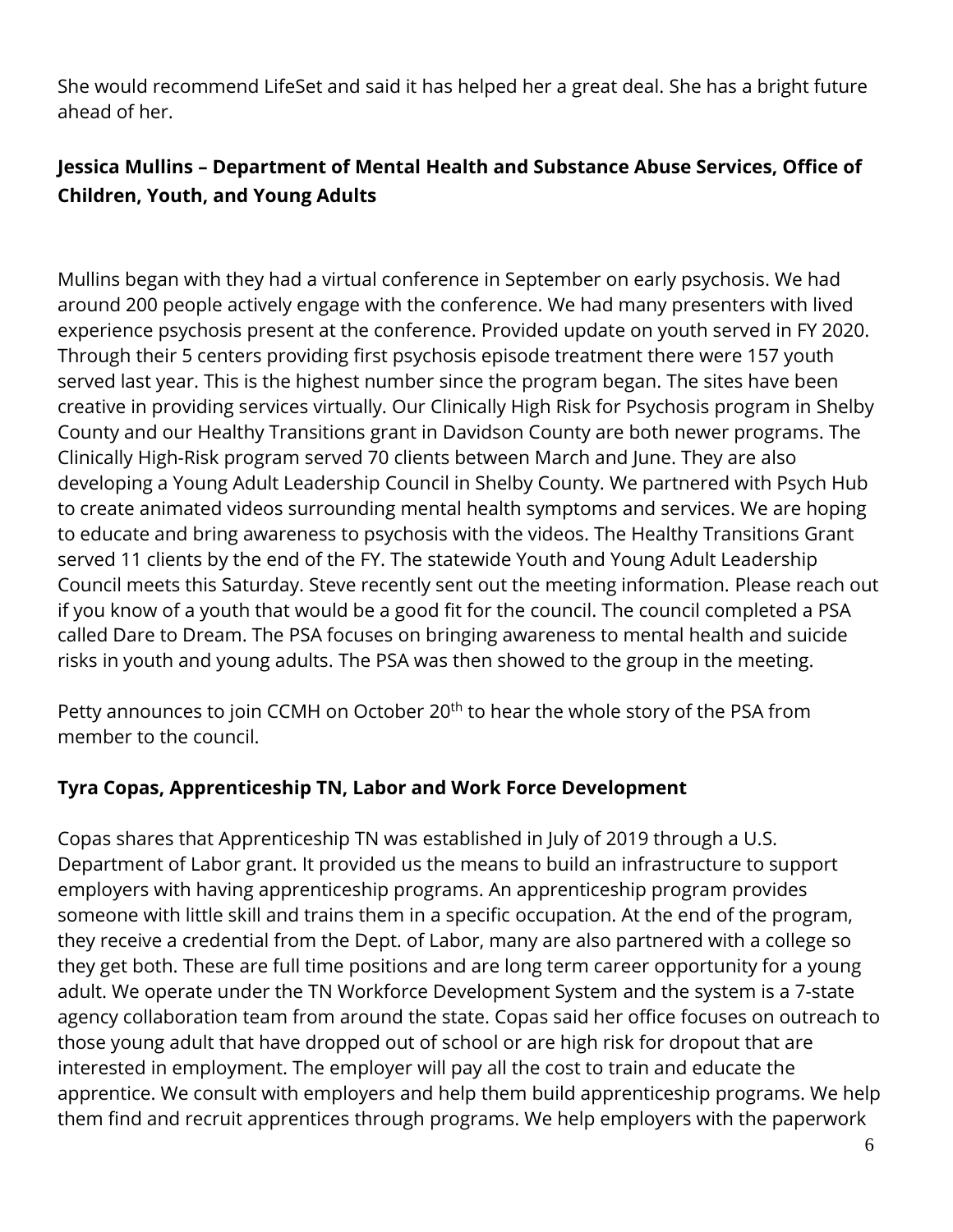She would recommend LifeSet and said it has helped her a great deal. She has a bright future ahead of her.

**Jessica Mullins – Department of Mental Health and Substance Abuse Services, Office of Children, Youth, and Young Adults**

Mullins began with they had a virtual conference in September on early psychosis. We had around 200 people actively engage with the conference. We had many presenters with lived experience psychosis present at the conference. Provided update on youth served in FY 2020. Through their 5 centers providing first psychosis episode treatment there were 157 youth served last year. This is the highest number since the program began. The sites have been creative in providing services virtually. Our Clinically High Risk for Psychosis program in Shelby County and our Healthy Transitions grant in Davidson County are both newer programs. The Clinically High-Risk program served 70 clients between March and June. They are also developing a Young Adult Leadership Council in Shelby County. We partnered with Psych Hub to create animated videos surrounding mental health symptoms and services. We are hoping to educate and bring awareness to psychosis with the videos. The Healthy Transitions Grant served 11 clients by the end of the FY. The statewide Youth and Young Adult Leadership Council meets this Saturday. Steve recently sent out the meeting information. Please reach out if you know of a youth that would be a good fit for the council. The council completed a PSA called Dare to Dream. The PSA focuses on bringing awareness to mental health and suicide risks in youth and young adults. The PSA was then showed to the group in the meeting.

Petty announces to join CCMH on October 20th to hear the whole story of the PSA from member to the council.

**Tyra Copas, Apprenticeship TN, Labor and Work Force Development**

Copas shares that Apprenticeship TN was established in July of 2019 through a U.S. Department of Labor grant. It provided us the means to build an infrastructure to support employers with having apprenticeship programs. An apprenticeship program provides someone with little skill and trains them in a specific occupation. At the end of the program, they receive a credential from the Dept. of Labor, many are also partnered with a college so they get both. These are full time positions and are long term career opportunity for a young adult. We operate under the TN Workforce Development System and the system is a 7-state agency collaboration team from around the state. Copas said her office focuses on outreach to those young adult that have dropped out of school or are high risk for dropout that are interested in employment. The employer will pay all the cost to train and educate the apprentice. We consult with employers and help them build apprenticeship programs. We help them find and recruit apprentices through programs. We help employers with the paperwork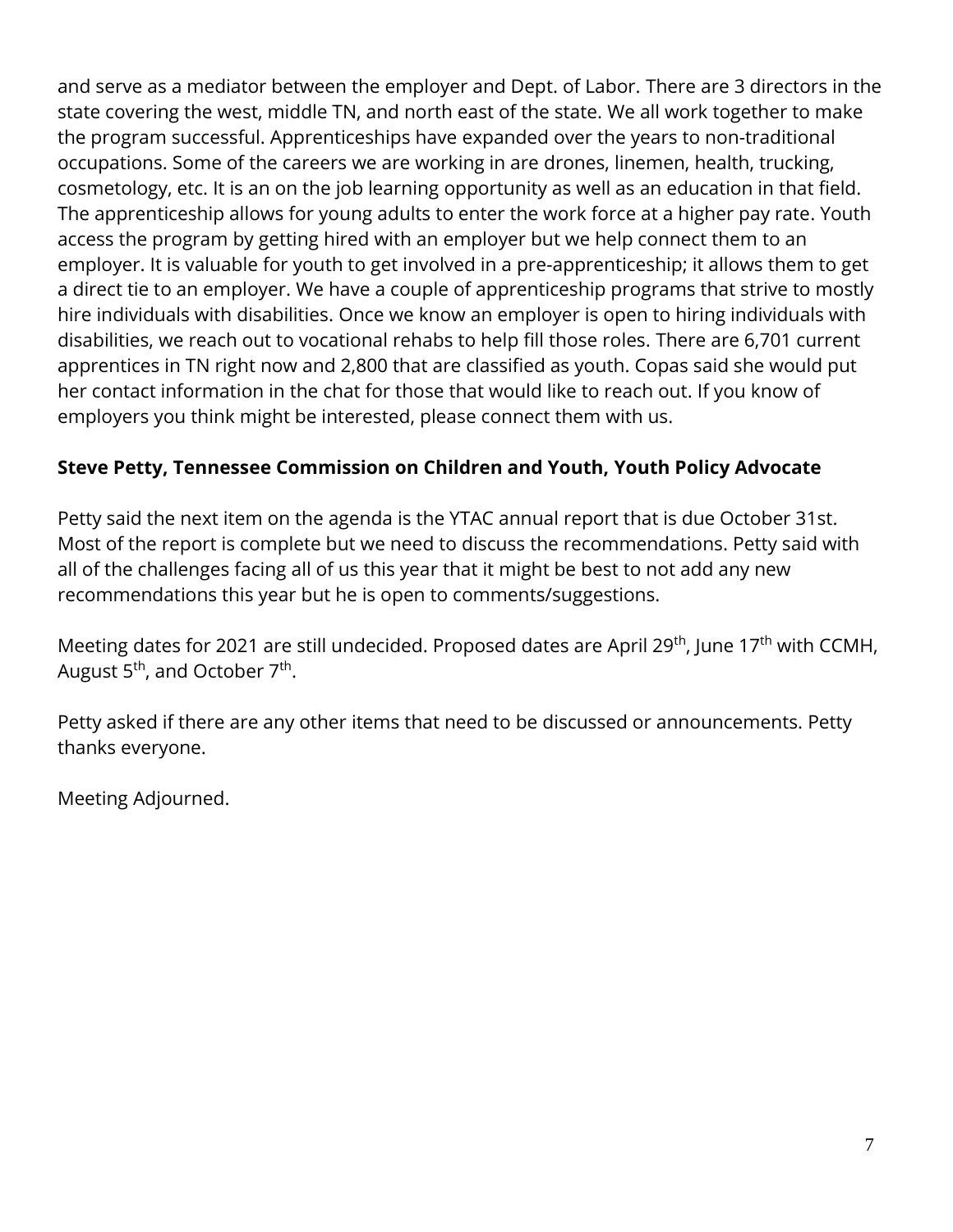and serve as a mediator between the employer and Dept. of Labor. There are 3 directors in the state covering the west, middle TN, and north east of the state. We all work together to make the program successful. Apprenticeships have expanded over the years to non-traditional occupations. Some of the careers we are working in are drones, linemen, health, trucking, cosmetology, etc. It is an on the job learning opportunity as well as an education in that field. The apprenticeship allows for young adults to enter the work force at a higher pay rate. Youth access the program by getting hired with an employer but we help connect them to an employer. It is valuable for youth to get involved in a pre-apprenticeship; it allows them to get a direct tie to an employer. We have a couple of apprenticeship programs that strive to mostly hire individuals with disabilities. Once we know an employer is open to hiring individuals with disabilities, we reach out to vocational rehabs to help fill those roles. There are 6,701 current apprentices in TN right now and 2,800 that are classified as youth. Copas said she would put her contact information in the chat for those that would like to reach out. If you know of employers you think might be interested, please connect them with us.

**Steve Petty, Tennessee Commission on Children and Youth, Youth Policy Advocate**

Petty said the next item on the agenda is the YTAC annual report that is due October 31st. Most of the report is complete but we need to discuss the recommendations. Petty said with all of the challenges facing all of us this year that it might be best to not add any new recommendations this year but he is open to comments/suggestions.

Meeting dates for 2021 are still undecided. Proposed dates are April 29th, June 17th with CCMH, August 5th, and October 7th.

Petty asked if there are any other items that need to be discussed or announcements. Petty thanks everyone.

Meeting Adjourned.